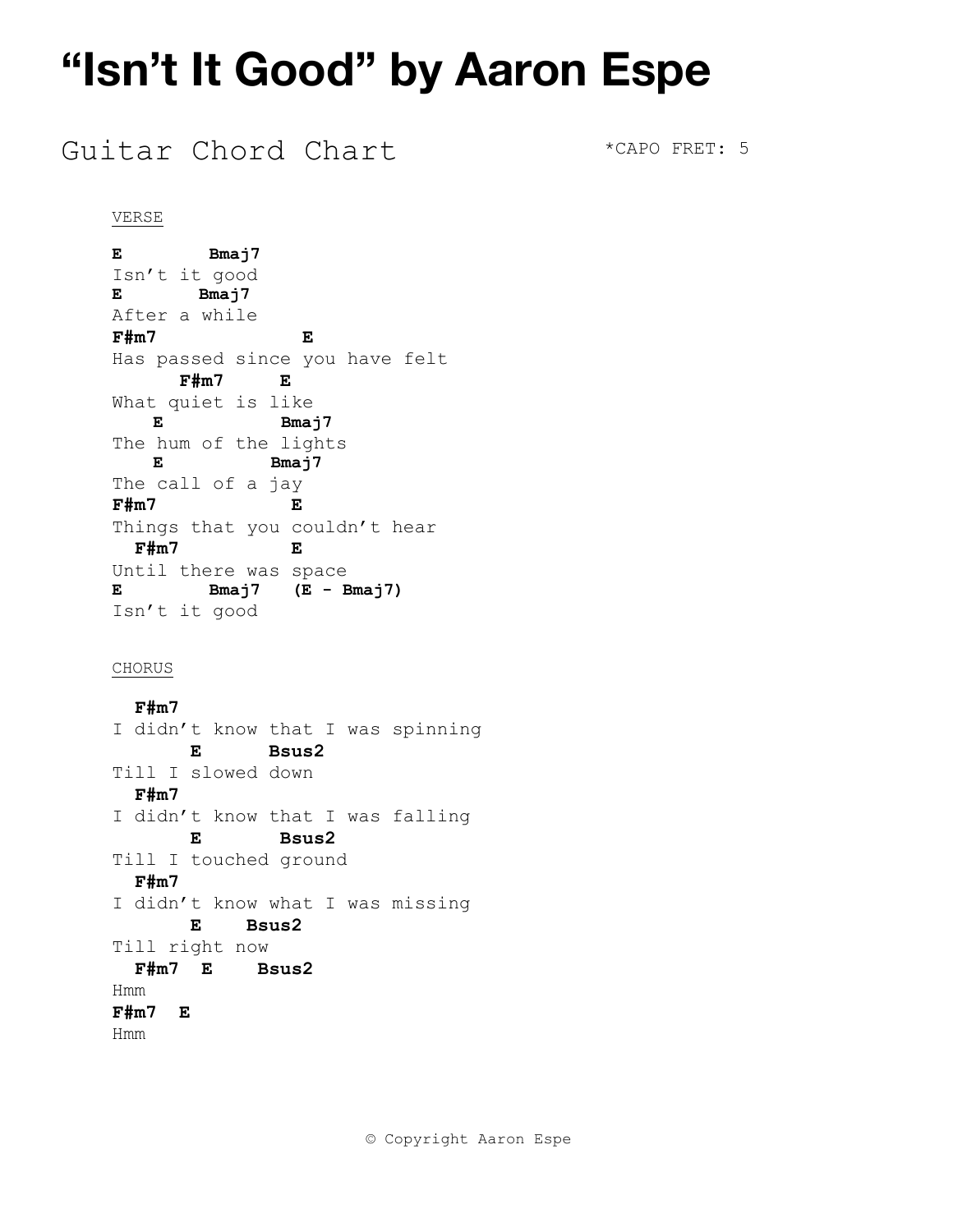# "Isn't It Good" by Aaron Espe

## Guitar Chord Chart

*CAPO FRET: 5

VERSE

```
E        Bmaj7
Isn't it good
E       Bmaj7
After a while
F#m7             E
Has passed since you have felt
      F#m7      E
What quiet is like
    E          Bmaj7
The hum of the lights
    E         Bmaj7
The call of a jay
F#m7            E
Things that you couldn't hear
  F#m7          E
Until there was space
E        Bmaj7   (E - Bmaj7)
Isn't it good
```

CHORUS

```
  F#m7
I didn't know that I was spinning
       E      Bsus2
Till I slowed down
  F#m7
I didn't know that I was falling
       E       Bsus2
Till I touched ground
  F#m7
I didn't know what I was missing
       E    Bsus2
Till right now
  F#m7  E    Bsus2
Hmm
F#m7  E
Hmm
```

© Copyright Aaron Espe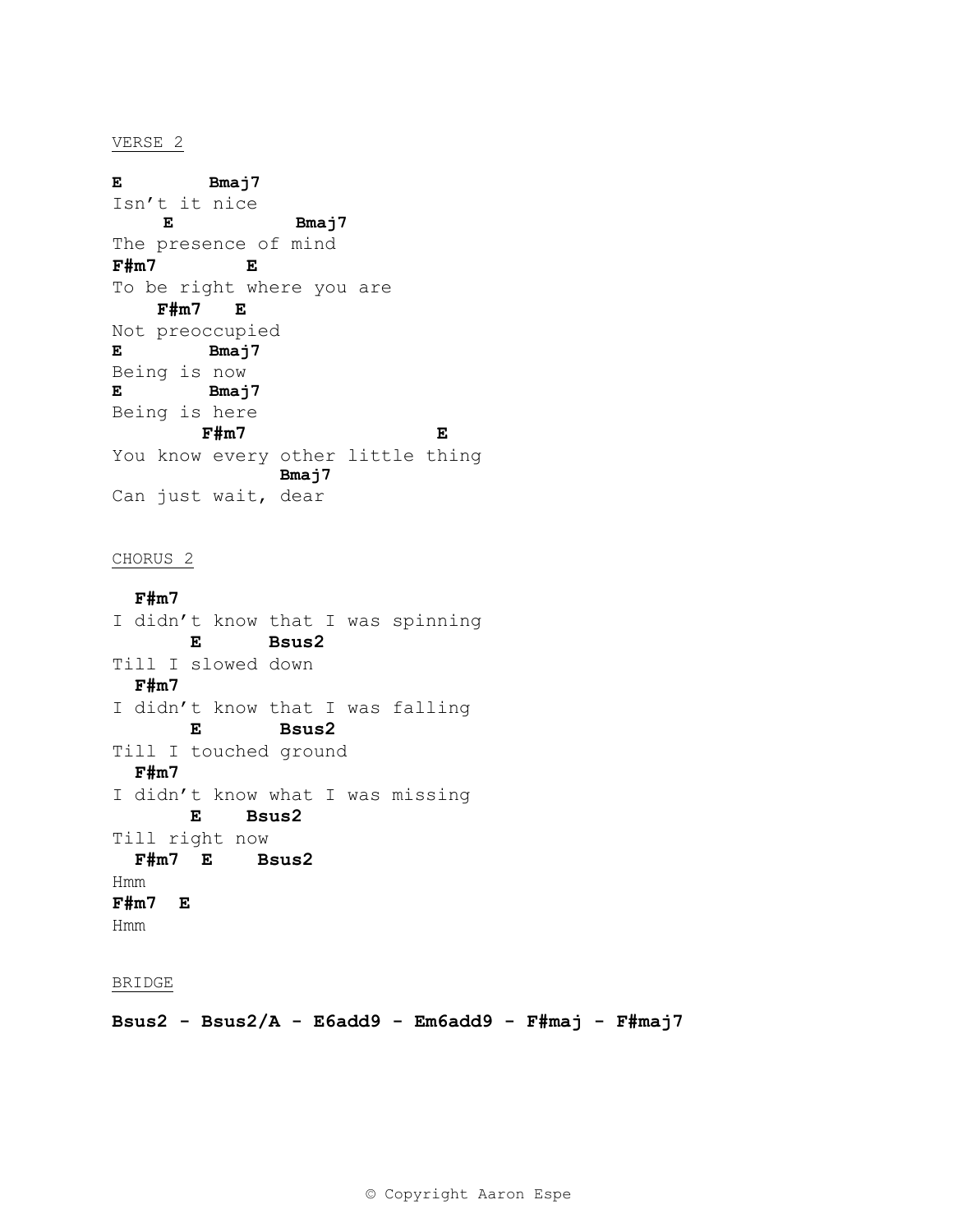VERSE 2

```
E        Bmaj7
Isn't it nice
    E           Bmaj7
The presence of mind
F#m7        E
To be right where you are
    F#m7   E
Not preoccupied
E        Bmaj7
Being is now
E        Bmaj7
Being is here
        F#m7                  E
You know every other little thing
                Bmaj7
Can just wait, dear
```

CHORUS 2

```
  F#m7
I didn't know that I was spinning
       E      Bsus2
Till I slowed down
  F#m7
I didn't know that I was falling
       E       Bsus2
Till I touched ground
  F#m7
I didn't know what I was missing
       E    Bsus2
Till right now
  F#m7  E    Bsus2
Hmm
F#m7  E
Hmm
```

BRIDGE

**Bsus2 - Bsus2/A - E6add9 - Em6add9 - F#maj - F#maj7**

© Copyright Aaron Espe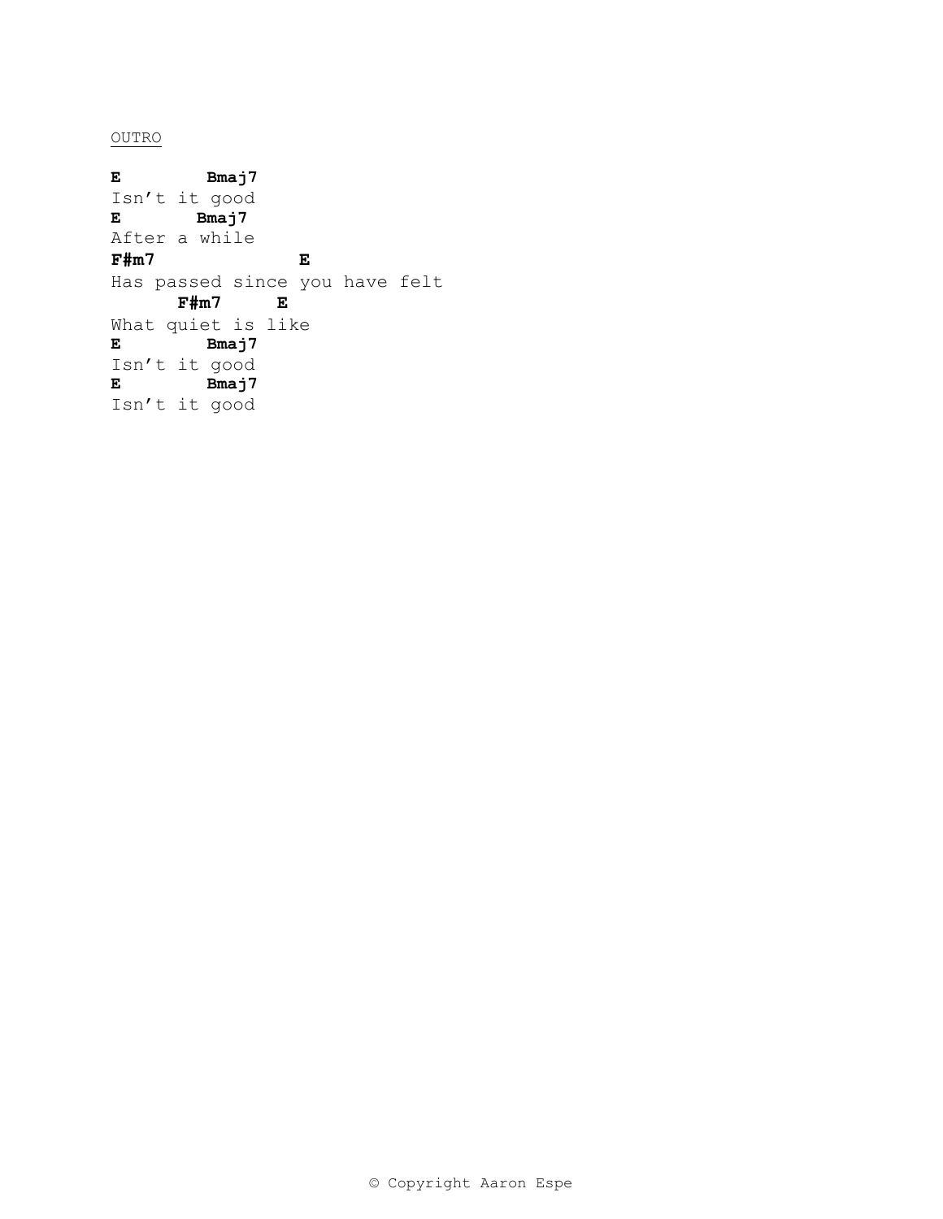OUTRO

```
E        Bmaj7
Isn't it good
E       Bmaj7
After a while
F#m7              E
Has passed since you have felt
      F#m7     E
What quiet is like
E        Bmaj7
Isn't it good
E        Bmaj7
Isn't it good
```

© Copyright Aaron Espe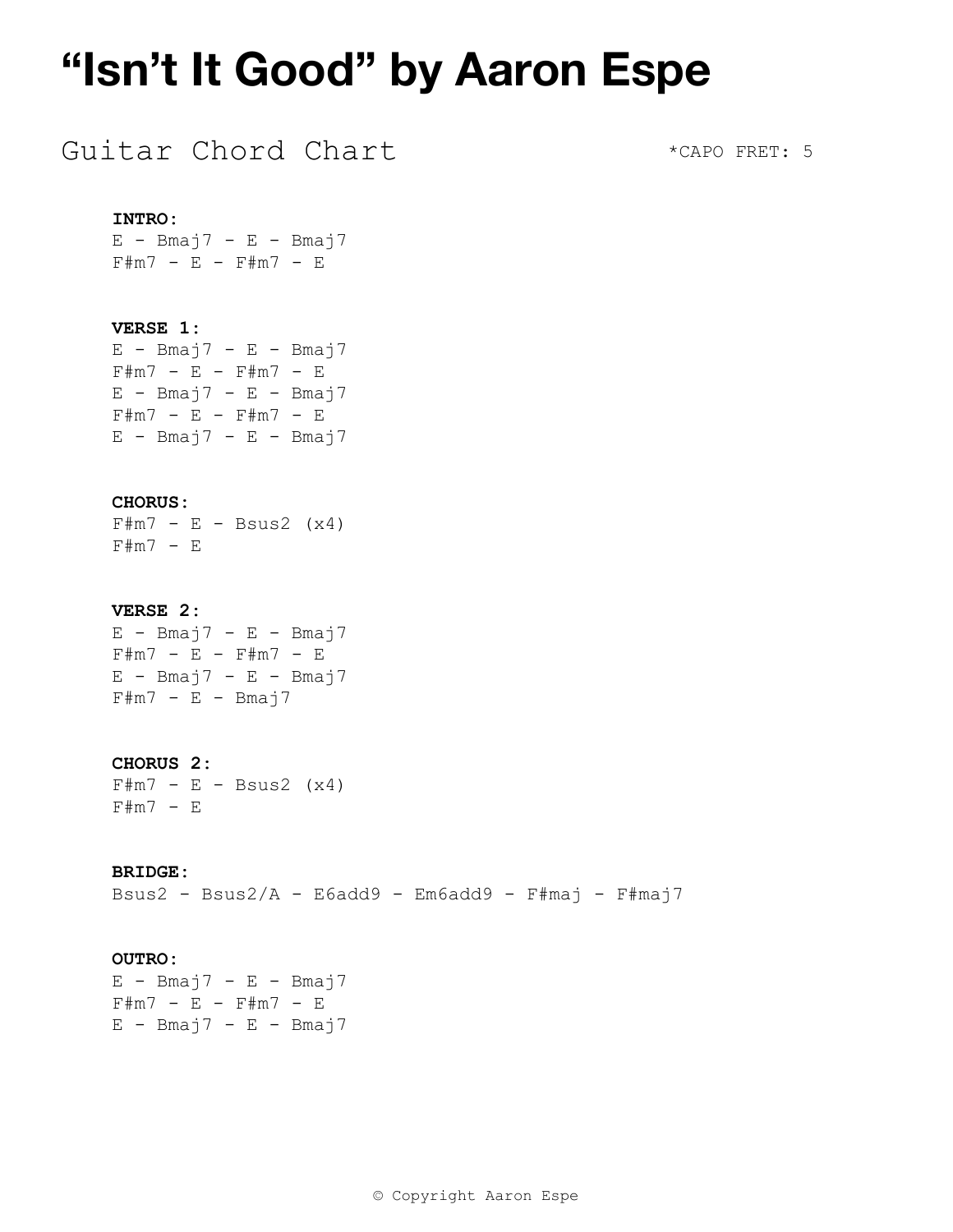# "Isn't It Good" by Aaron Espe

## Guitar Chord Chart

*CAPO FRET: 5

**INTRO:**

E - Bmaj7 - E - Bmaj7
F#m7 - E - F#m7 - E

**VERSE 1:**

E - Bmaj7 - E - Bmaj7
F#m7 - E - F#m7 - E
E - Bmaj7 - E - Bmaj7
F#m7 - E - F#m7 - E
E - Bmaj7 - E - Bmaj7

**CHORUS:**

F#m7 - E - Bsus2 (x4)
F#m7 - E

**VERSE 2:**

E - Bmaj7 - E - Bmaj7
F#m7 - E - F#m7 - E
E - Bmaj7 - E - Bmaj7
F#m7 - E - Bmaj7

**CHORUS 2:**

F#m7 - E - Bsus2 (x4)
F#m7 - E

**BRIDGE:**

Bsus2 - Bsus2/A - E6add9 - Em6add9 - F#maj - F#maj7

**OUTRO:**

E - Bmaj7 - E - Bmaj7
F#m7 - E - F#m7 - E
E - Bmaj7 - E - Bmaj7

© Copyright Aaron Espe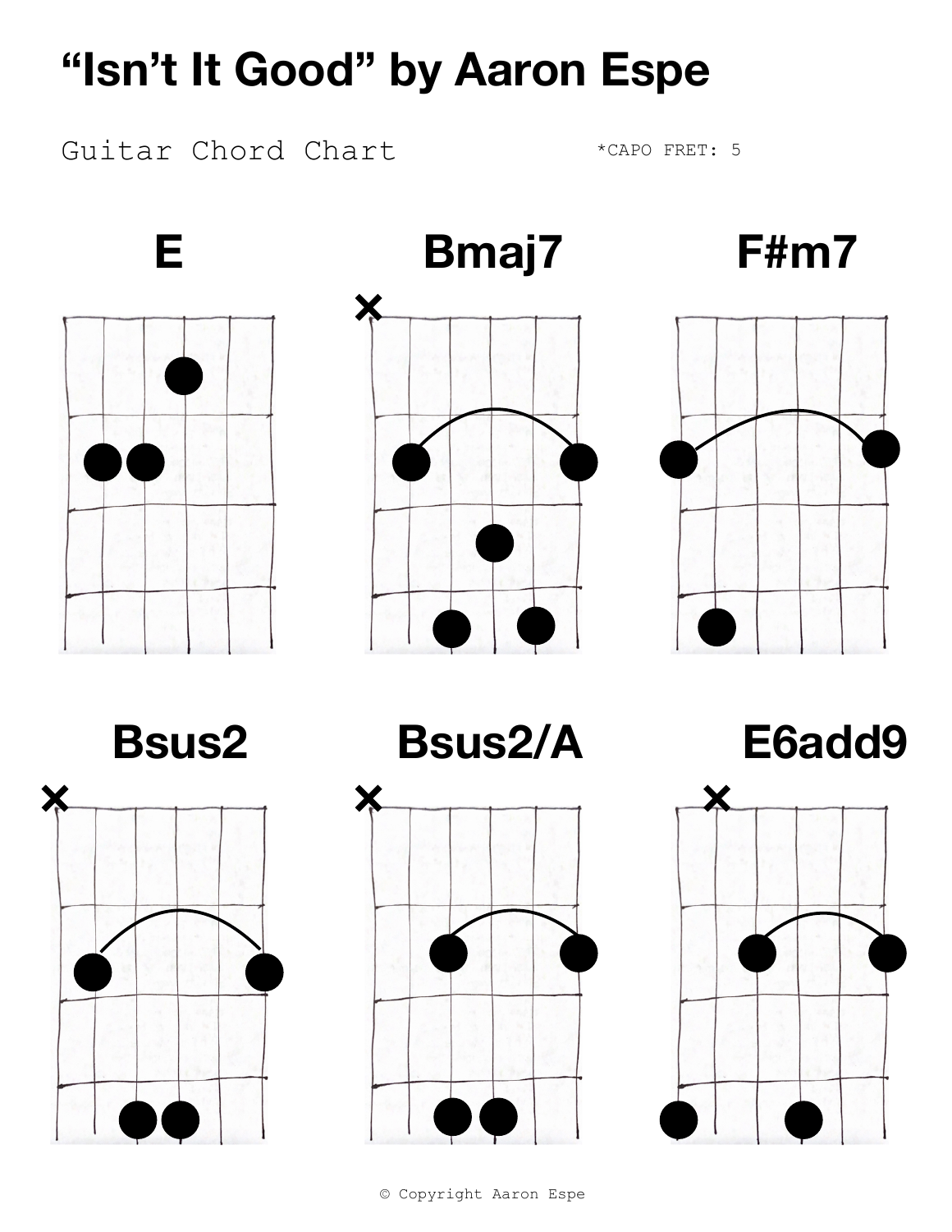# "Isn't It Good" by Aaron Espe

Guitar Chord Chart

*CAPO FRET: 5

**E**

**Bmaj7**

**F#m7**

**Bsus2**

**Bsus2/A**

**E6add9**

© Copyright Aaron Espe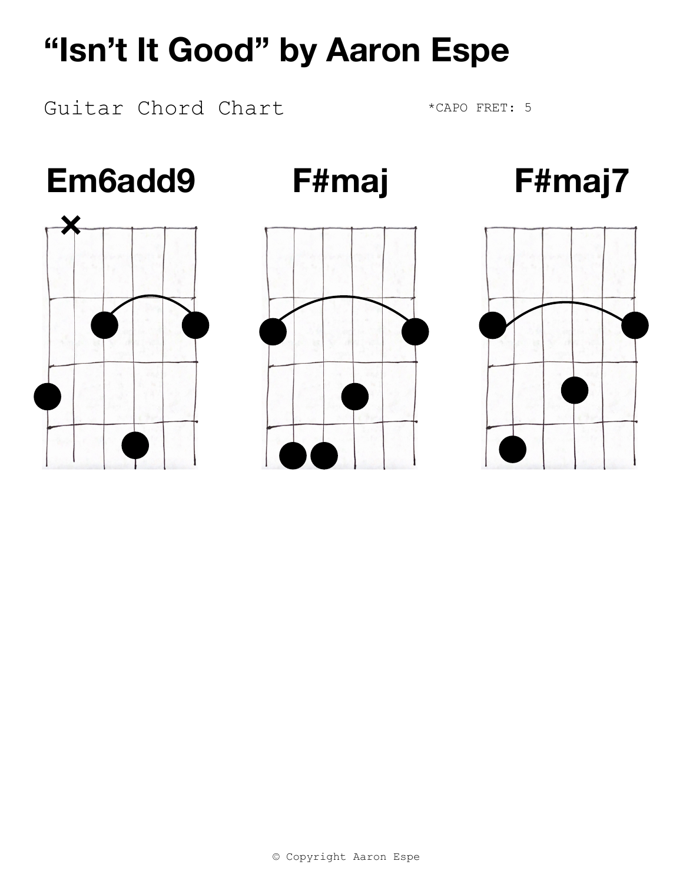# "Isn't It Good" by Aaron Espe

Guitar Chord Chart

*CAPO FRET: 5

**Em6add9**

**F#maj**

**F#maj7**

© Copyright Aaron Espe